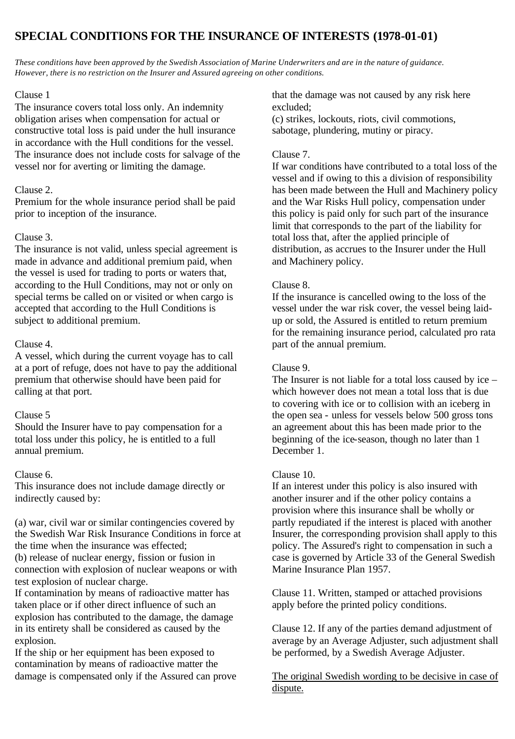# SPECIAL CONDITIONS FOR THE INSURANCE OF INTERESTS (1978-01-01)

*These conditions have been approved by the Swedish Association of Marine Underwriters and are in the nature of guidance. However, there is no restriction on the Insurer and Assured agreeing on other conditions.*

Clause 1
The insurance covers total loss only. An indemnity obligation arises when compensation for actual or constructive total loss is paid under the hull insurance in accordance with the Hull conditions for the vessel. The insurance does not include costs for salvage of the vessel nor for averting or limiting the damage.

Clause 2.
Premium for the whole insurance period shall be paid prior to inception of the insurance.

Clause 3.
The insurance is not valid, unless special agreement is made in advance and additional premium paid, when the vessel is used for trading to ports or waters that, according to the Hull Conditions, may not or only on special terms be called on or visited or when cargo is accepted that according to the Hull Conditions is subject to additional premium.

Clause 4.
A vessel, which during the current voyage has to call at a port of refuge, does not have to pay the additional premium that otherwise should have been paid for calling at that port.

Clause 5
Should the Insurer have to pay compensation for a total loss under this policy, he is entitled to a full annual premium.

Clause 6.
This insurance does not include damage directly or indirectly caused by:

(a) war, civil war or similar contingencies covered by the Swedish War Risk Insurance Conditions in force at the time when the insurance was effected;
(b) release of nuclear energy, fission or fusion in connection with explosion of nuclear weapons or with test explosion of nuclear charge.
If contamination by means of radioactive matter has taken place or if other direct influence of such an explosion has contributed to the damage, the damage in its entirety shall be considered as caused by the explosion.
If the ship or her equipment has been exposed to contamination by means of radioactive matter the damage is compensated only if the Assured can prove that the damage was not caused by any risk here excluded;
(c) strikes, lockouts, riots, civil commotions, sabotage, plundering, mutiny or piracy.

Clause 7.
If war conditions have contributed to a total loss of the vessel and if owing to this a division of responsibility has been made between the Hull and Machinery policy and the War Risks Hull policy, compensation under this policy is paid only for such part of the insurance limit that corresponds to the part of the liability for total loss that, after the applied principle of distribution, as accrues to the Insurer under the Hull and Machinery policy.

Clause 8.
If the insurance is cancelled owing to the loss of the vessel under the war risk cover, the vessel being laid-up or sold, the Assured is entitled to return premium for the remaining insurance period, calculated pro rata part of the annual premium.

Clause 9.
The Insurer is not liable for a total loss caused by ice – which however does not mean a total loss that is due to covering with ice or to collision with an iceberg in the open sea - unless for vessels below 500 gross tons an agreement about this has been made prior to the beginning of the ice-season, though no later than 1 December 1.

Clause 10.
If an interest under this policy is also insured with another insurer and if the other policy contains a provision where this insurance shall be wholly or partly repudiated if the interest is placed with another Insurer, the corresponding provision shall apply to this policy. The Assured's right to compensation in such a case is governed by Article 33 of the General Swedish Marine Insurance Plan 1957.

Clause 11. Written, stamped or attached provisions apply before the printed policy conditions.

Clause 12. If any of the parties demand adjustment of average by an Average Adjuster, such adjustment shall be performed, by a Swedish Average Adjuster.

<u>The original Swedish wording to be decisive in case of dispute.</u>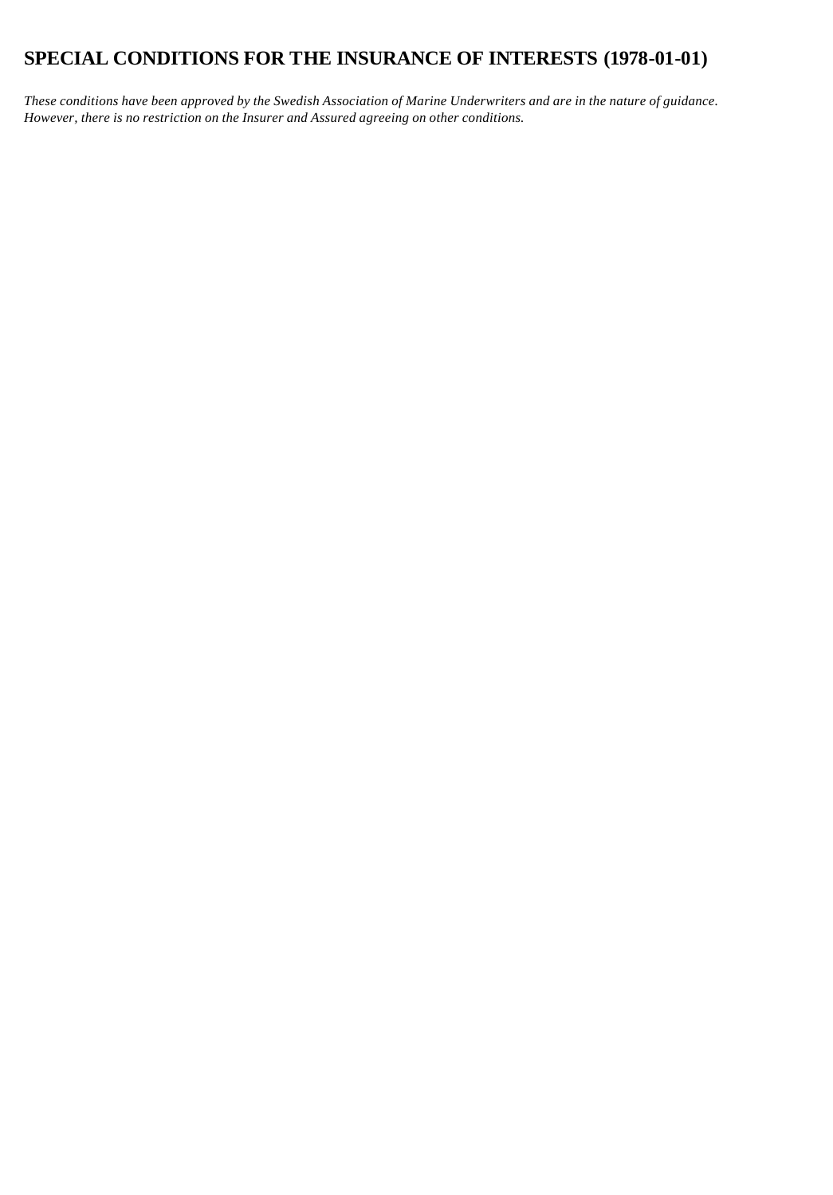# SPECIAL CONDITIONS FOR THE INSURANCE OF INTERESTS (1978-01-01)

*These conditions have been approved by the Swedish Association of Marine Underwriters and are in the nature of guidance. However, there is no restriction on the Insurer and Assured agreeing on other conditions.*